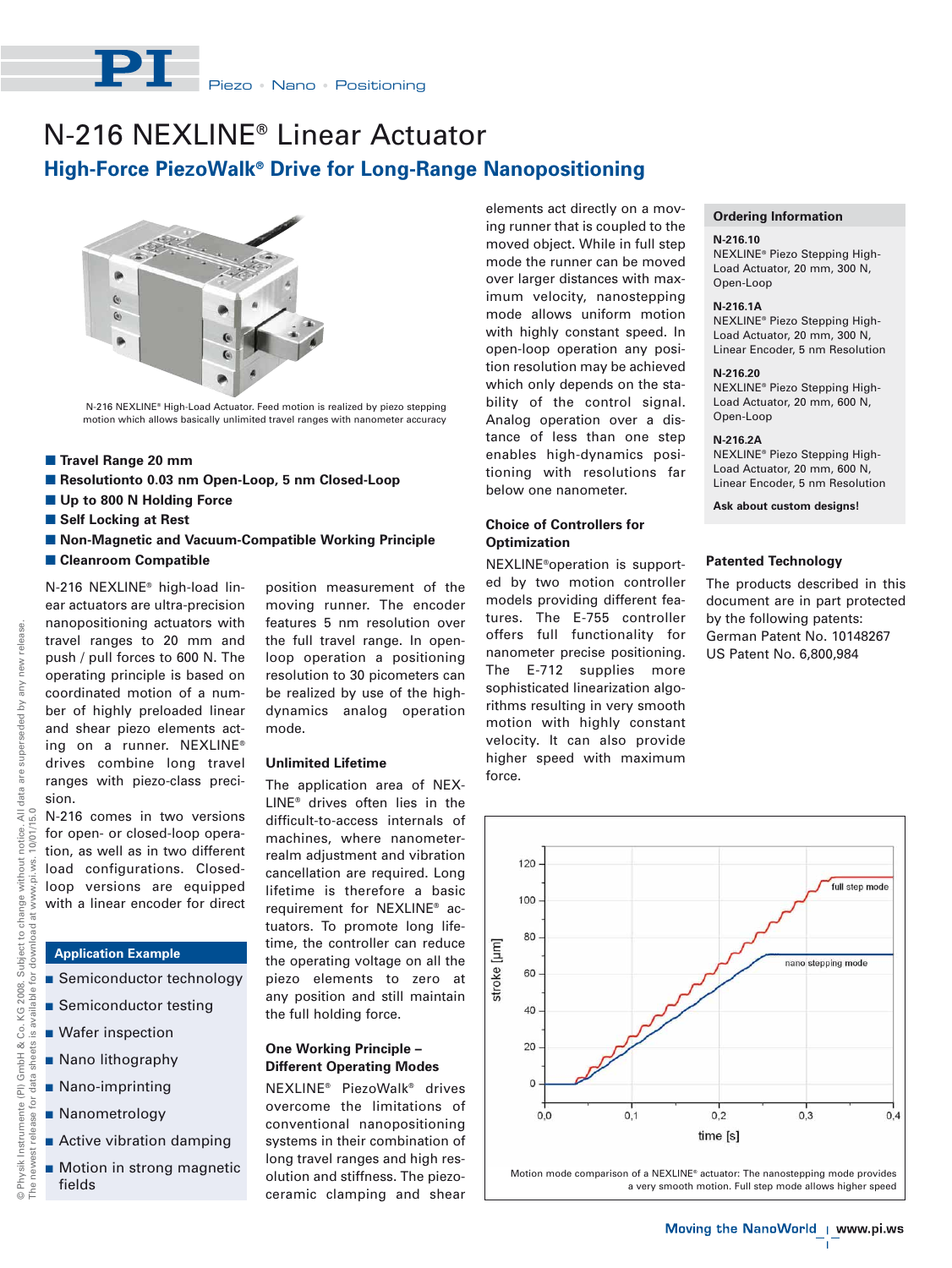# N-216 NEXLINE® Linear Actuator

## High-Force PiezoWalk® Drive for Long-Range Nanopositioning

N-216 NEXLINE® High-Load Actuator. Feed motion is realized by piezo stepping motion which allows basically unlimited travel ranges with nanometer accuracy

- **Travel Range 20 mm**
- **Resolutionto 0.03 nm Open-Loop, 5 nm Closed-Loop**
- **Up to 800 N Holding Force**
- **Self Locking at Rest**
- **Non-Magnetic and Vacuum-Compatible Working Principle**
- **Cleanroom Compatible**

N-216 NEXLINE® high-load linear actuators are ultra-precision nanopositioning actuators with travel ranges to 20 mm and push / pull forces to 600 N. The operating principle is based on coordinated motion of a number of highly preloaded linear and shear piezo elements acting on a runner. NEXLINE® drives combine long travel ranges with piezo-class precision.

N-216 comes in two versions for open- or closed-loop operation, as well as in two different load configurations. Closed-loop versions are equipped with a linear encoder for direct position measurement of the moving runner. The encoder features 5 nm resolution over the full travel range. In open-loop operation a positioning resolution to 30 picometers can be realized by use of the high-dynamics analog operation mode.

### Application Example

- Semiconductor technology
- Semiconductor testing
- Wafer inspection
- Nano lithography
- Nano-imprinting
- Nanometrology
- Active vibration damping
- Motion in strong magnetic fields

### Unlimited Lifetime

The application area of NEXLINE® drives often lies in the difficult-to-access internals of machines, where nanometer-realm adjustment and vibration cancellation are required. Long lifetime is therefore a basic requirement for NEXLINE® actuators. To promote long lifetime, the controller can reduce the operating voltage on all the piezo elements to zero at any position and still maintain the full holding force.

### One Working Principle – Different Operating Modes

NEXLINE® PiezoWalk® drives overcome the limitations of conventional nanopositioning systems in their combination of long travel ranges and high resolution and stiffness. The piezoceramic clamping and shear elements act directly on a moving runner that is coupled to the moved object. While in full step mode the runner can be moved over larger distances with maximum velocity, nanostepping mode allows uniform motion with highly constant speed. In open-loop operation any position resolution may be achieved which only depends on the stability of the control signal. Analog operation over a distance of less than one step enables high-dynamics positioning with resolutions far below one nanometer.

### Choice of Controllers for Optimization

NEXLINE®operation is supported by two motion controller models providing different features. The E-755 controller offers full functionality for nanometer precise positioning. The E-712 supplies more sophisticated linearization algorithms resulting in very smooth motion with highly constant velocity. It can also provide higher speed with maximum force.

Motion mode comparison of a NEXLINE® actuator: The nanostepping mode provides a very smooth motion. Full step mode allows higher speed

### Ordering Information

**N-216.10**
NEXLINE® Piezo Stepping High-Load Actuator, 20 mm, 300 N, Open-Loop

**N-216.1A**
NEXLINE® Piezo Stepping High-Load Actuator, 20 mm, 300 N, Linear Encoder, 5 nm Resolution

**N-216.20**
NEXLINE® Piezo Stepping High-Load Actuator, 20 mm, 600 N, Open-Loop

**N-216.2A**
NEXLINE® Piezo Stepping High-Load Actuator, 20 mm, 600 N, Linear Encoder, 5 nm Resolution

**Ask about custom designs!**

### Patented Technology

The products described in this document are in part protected by the following patents:
German Patent No. 10148267
US Patent No. 6,800,984

© Physik Instrumente (PI) GmbH & Co. KG 2008. Subject to change without notice. All data are superseded by any new release. The newest release for data sheets is available for download at www.pi.ws. 10/01/15.0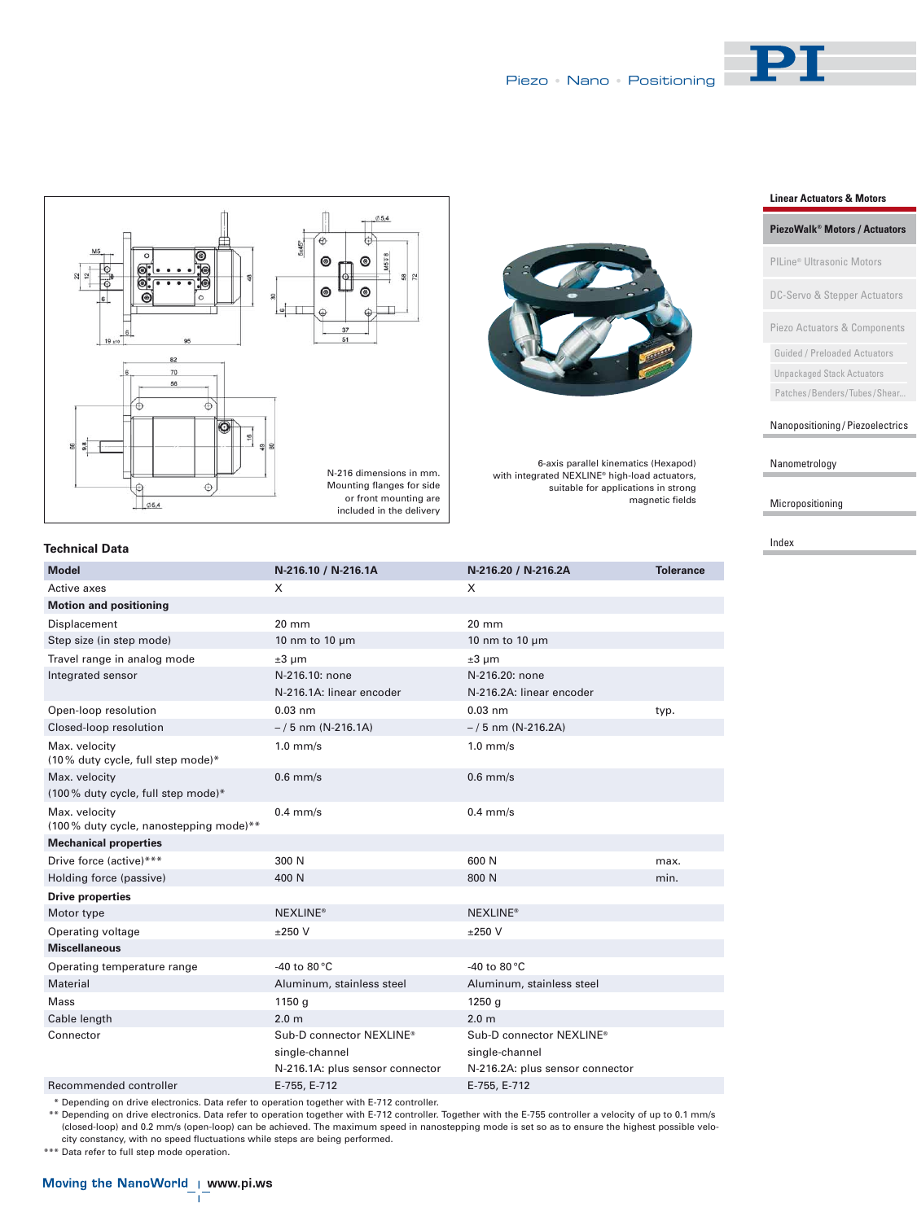N-216 dimensions in mm. Mounting flanges for side or front mounting are included in the delivery

6-axis parallel kinematics (Hexapod) with integrated NEXLINE® high-load actuators, suitable for applications in strong magnetic fields

## Technical Data

| Model | N-216.10 / N-216.1A | N-216.20 / N-216.2A | Tolerance |
|---|---|---|---|
| Active axes | X | X | |
| **Motion and positioning** | | | |
| Displacement | 20 mm | 20 mm | |
| Step size (in step mode) | 10 nm to 10 µm | 10 nm to 10 µm | |
| Travel range in analog mode | ±3 µm | ±3 µm | |
| Integrated sensor | N-216.10: none<br>N-216.1A: linear encoder | N-216.20: none<br>N-216.2A: linear encoder | |
| Open-loop resolution | 0.03 nm | 0.03 nm | typ. |
| Closed-loop resolution | – / 5 nm (N-216.1A) | – / 5 nm (N-216.2A) | |
| Max. velocity (10 % duty cycle, full step mode)* | 1.0 mm/s | 1.0 mm/s | |
| Max. velocity (100 % duty cycle, full step mode)* | 0.6 mm/s | 0.6 mm/s | |
| Max. velocity (100 % duty cycle, nanostepping mode)** | 0.4 mm/s | 0.4 mm/s | |
| **Mechanical properties** | | | |
| Drive force (active)*** | 300 N | 600 N | max. |
| Holding force (passive) | 400 N | 800 N | min. |
| **Drive properties** | | | |
| Motor type | NEXLINE® | NEXLINE® | |
| Operating voltage | ±250 V | ±250 V | |
| **Miscellaneous** | | | |
| Operating temperature range | -40 to 80 °C | -40 to 80 °C | |
| Material | Aluminum, stainless steel | Aluminum, stainless steel | |
| Mass | 1150 g | 1250 g | |
| Cable length | 2.0 m | 2.0 m | |
| Connector | Sub-D connector NEXLINE® single-channel<br>N-216.1A: plus sensor connector | Sub-D connector NEXLINE® single-channel<br>N-216.2A: plus sensor connector | |
| Recommended controller | E-755, E-712 | E-755, E-712 | |

\* Depending on drive electronics. Data refer to operation together with E-712 controller.

\** Depending on drive electronics. Data refer to operation together with E-712 controller. Together with the E-755 controller a velocity of up to 0.1 mm/s (closed-loop) and 0.2 mm/s (open-loop) can be achieved. The maximum speed in nanostepping mode is set so as to ensure the highest possible velocity constancy, with no speed fluctuations while steps are being performed.

\*** Data refer to full step mode operation.